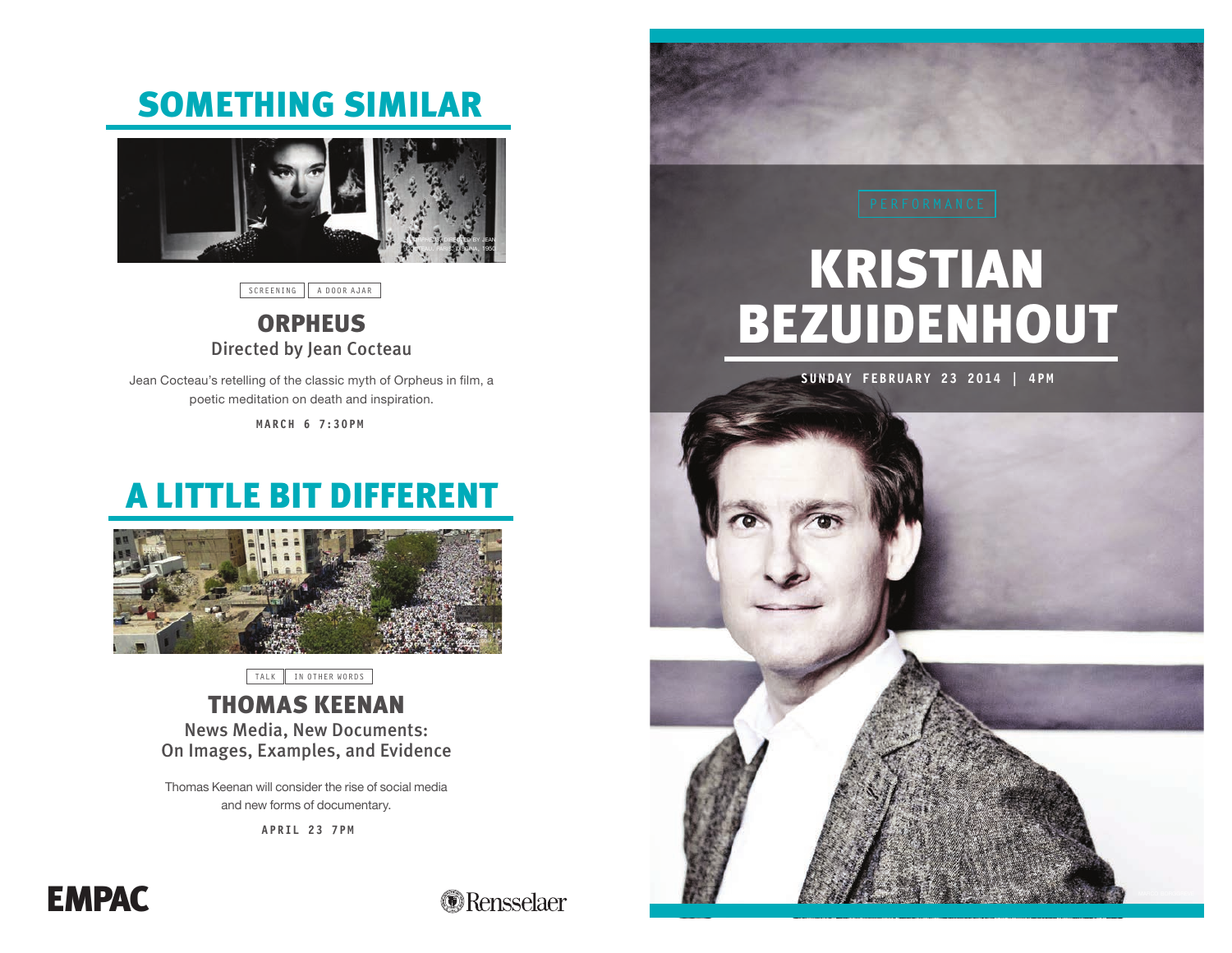## SOMETHING SIMILAR

ORPHEUS, DIRECTED BY JEAN COCTEAU, PARIS: DISCINA, 1950

SCREENING | A DOOR AJAR

### ORPHEUS
Directed by Jean Cocteau

Jean Cocteau's retelling of the classic myth of Orpheus in film, a poetic meditation on death and inspiration.

**MARCH 6 7:30PM**

## A LITTLE BIT DIFFERENT

TALK | IN OTHER WORDS

### THOMAS KEENAN
News Media, New Documents: On Images, Examples, and Evidence

Thomas Keenan will consider the rise of social media and new forms of documentary.

**APRIL 23 7PM**

EMPAC

Rensselaer

PERFORMANCE

# KRISTIAN BEZUIDENHOUT

**SUNDAY FEBRUARY 23 2014 | 4PM**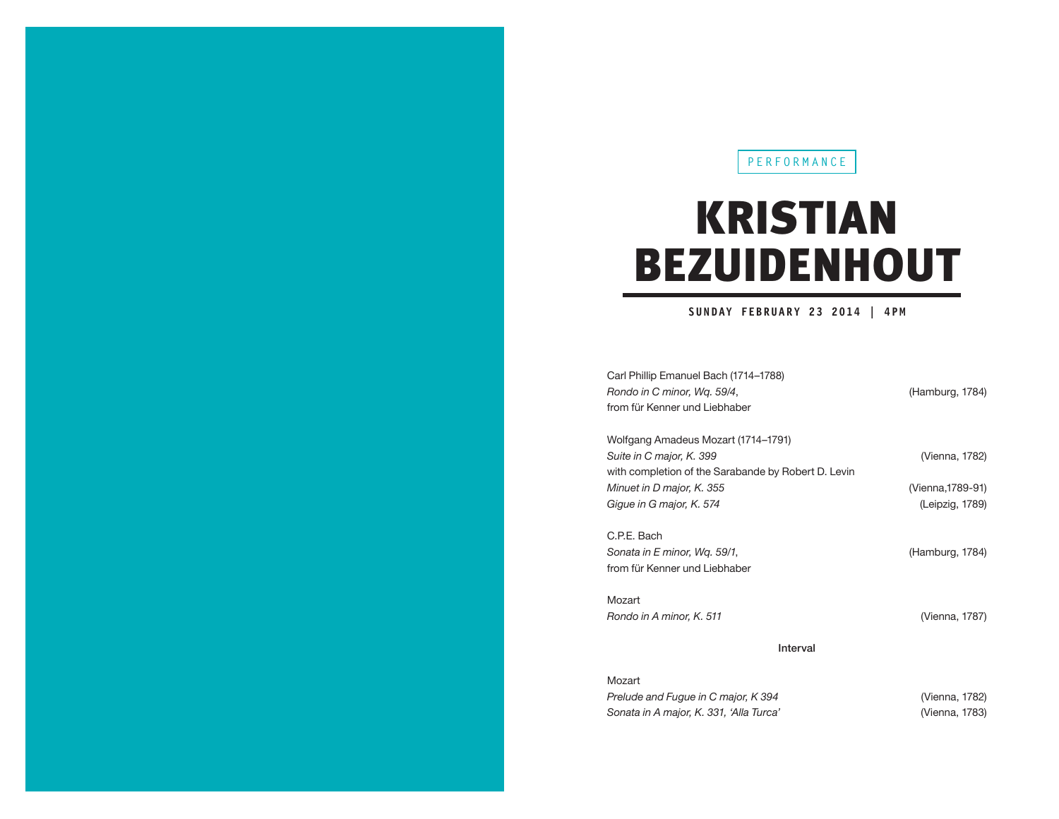PERFORMANCE

# KRISTIAN BEZUIDENHOUT

**SUNDAY FEBRUARY 23 2014 | 4PM**

Carl Phillip Emanuel Bach (1714–1788)
*Rondo in C minor, Wq. 59/4*, (Hamburg, 1784)
from für Kenner und Liebhaber

Wolfgang Amadeus Mozart (1714–1791)
*Suite in C major, K. 399* (Vienna, 1782)
with completion of the Sarabande by Robert D. Levin
*Minuet in D major, K. 355* (Vienna,1789-91)
*Gigue in G major, K. 574* (Leipzig, 1789)

C.P.E. Bach
*Sonata in E minor, Wq. 59/1*, (Hamburg, 1784)
from für Kenner und Liebhaber

Mozart
*Rondo in A minor, K. 511* (Vienna, 1787)

**Interval**

Mozart
*Prelude and Fugue in C major, K 394* (Vienna, 1782)
*Sonata in A major, K. 331, 'Alla Turca'* (Vienna, 1783)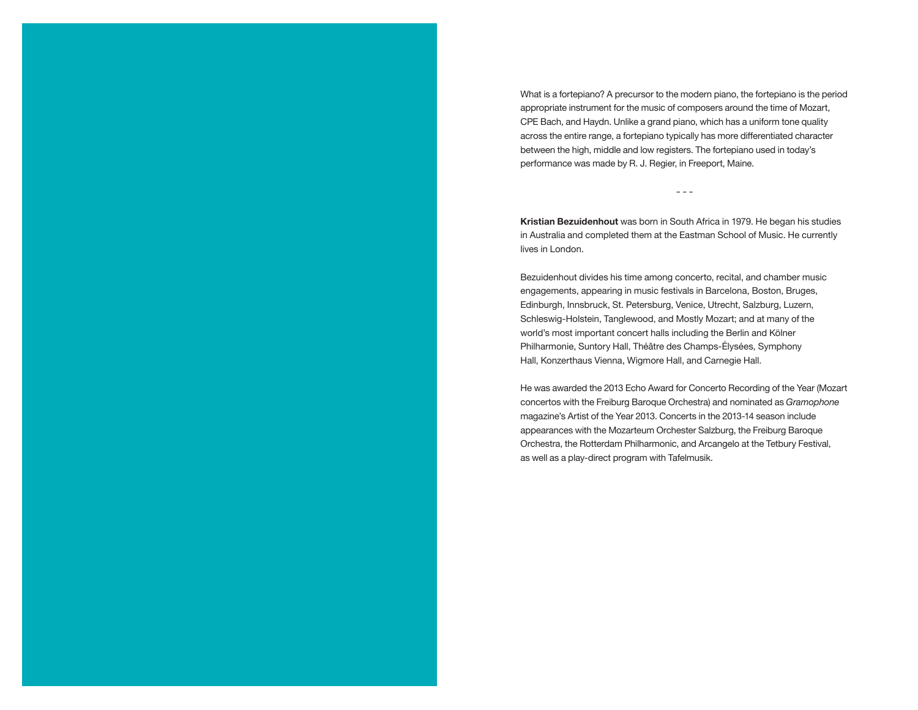What is a fortepiano? A precursor to the modern piano, the fortepiano is the period appropriate instrument for the music of composers around the time of Mozart, CPE Bach, and Haydn. Unlike a grand piano, which has a uniform tone quality across the entire range, a fortepiano typically has more differentiated character between the high, middle and low registers. The fortepiano used in today's performance was made by R. J. Regier, in Freeport, Maine.

– – –

**Kristian Bezuidenhout** was born in South Africa in 1979. He began his studies in Australia and completed them at the Eastman School of Music. He currently lives in London.

Bezuidenhout divides his time among concerto, recital, and chamber music engagements, appearing in music festivals in Barcelona, Boston, Bruges, Edinburgh, Innsbruck, St. Petersburg, Venice, Utrecht, Salzburg, Luzern, Schleswig-Holstein, Tanglewood, and Mostly Mozart; and at many of the world's most important concert halls including the Berlin and Kölner Philharmonie, Suntory Hall, Théâtre des Champs-Élysées, Symphony Hall, Konzerthaus Vienna, Wigmore Hall, and Carnegie Hall.

He was awarded the 2013 Echo Award for Concerto Recording of the Year (Mozart concertos with the Freiburg Baroque Orchestra) and nominated as *Gramophone* magazine's Artist of the Year 2013. Concerts in the 2013-14 season include appearances with the Mozarteum Orchester Salzburg, the Freiburg Baroque Orchestra, the Rotterdam Philharmonic, and Arcangelo at the Tetbury Festival, as well as a play-direct program with Tafelmusik.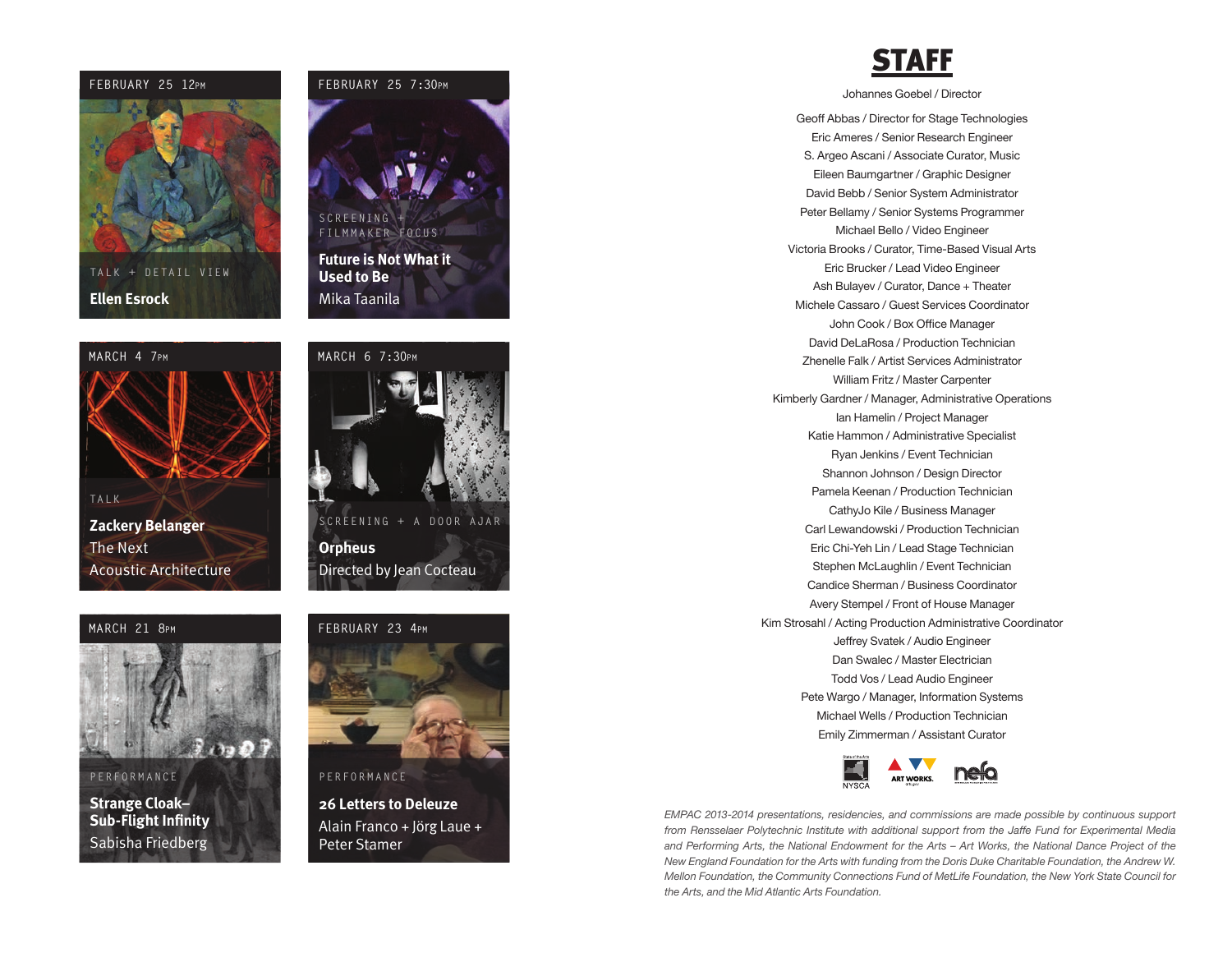FEBRUARY 25 12PM

TALK + DETAIL VIEW

**Ellen Esrock**

FEBRUARY 25 7:30PM

SCREENING + FILMMAKER FOCUS

**Future is Not What it Used to Be**

Mika Taanila

MARCH 4 7PM

TALK

**Zackery Belanger**

The Next Acoustic Architecture

MARCH 6 7:30PM

SCREENING + A DOOR AJAR

**Orpheus**

Directed by Jean Cocteau

MARCH 21 8PM

PERFORMANCE

**Strange Cloak– Sub-Flight Infinity**

Sabisha Friedberg

FEBRUARY 23 4PM

PERFORMANCE

**26 Letters to Deleuze**

Alain Franco + Jörg Laue + Peter Stamer

# STAFF

Johannes Goebel / Director

Geoff Abbas / Director for Stage Technologies
Eric Ameres / Senior Research Engineer
S. Argeo Ascani / Associate Curator, Music
Eileen Baumgartner / Graphic Designer
David Bebb / Senior System Administrator
Peter Bellamy / Senior Systems Programmer
Michael Bello / Video Engineer
Victoria Brooks / Curator, Time-Based Visual Arts
Eric Brucker / Lead Video Engineer
Ash Bulayev / Curator, Dance + Theater
Michele Cassaro / Guest Services Coordinator
John Cook / Box Office Manager
David DeLaRosa / Production Technician
Zhenelle Falk / Artist Services Administrator
William Fritz / Master Carpenter
Kimberly Gardner / Manager, Administrative Operations
Ian Hamelin / Project Manager
Katie Hammon / Administrative Specialist
Ryan Jenkins / Event Technician
Shannon Johnson / Design Director
Pamela Keenan / Production Technician
CathyJo Kile / Business Manager
Carl Lewandowski / Production Technician
Eric Chi-Yeh Lin / Lead Stage Technician
Stephen McLaughlin / Event Technician
Candice Sherman / Business Coordinator
Avery Stempel / Front of House Manager
Kim Strosahl / Acting Production Administrative Coordinator
Jeffrey Svatek / Audio Engineer
Dan Swalec / Master Electrician
Todd Vos / Lead Audio Engineer
Pete Wargo / Manager, Information Systems
Michael Wells / Production Technician
Emily Zimmerman / Assistant Curator

NYSCA ART WORKS. nefa

*EMPAC 2013-2014 presentations, residencies, and commissions are made possible by continuous support from Rensselaer Polytechnic Institute with additional support from the Jaffe Fund for Experimental Media and Performing Arts, the National Endowment for the Arts – Art Works, the National Dance Project of the New England Foundation for the Arts with funding from the Doris Duke Charitable Foundation, the Andrew W. Mellon Foundation, the Community Connections Fund of MetLife Foundation, the New York State Council for the Arts, and the Mid Atlantic Arts Foundation.*